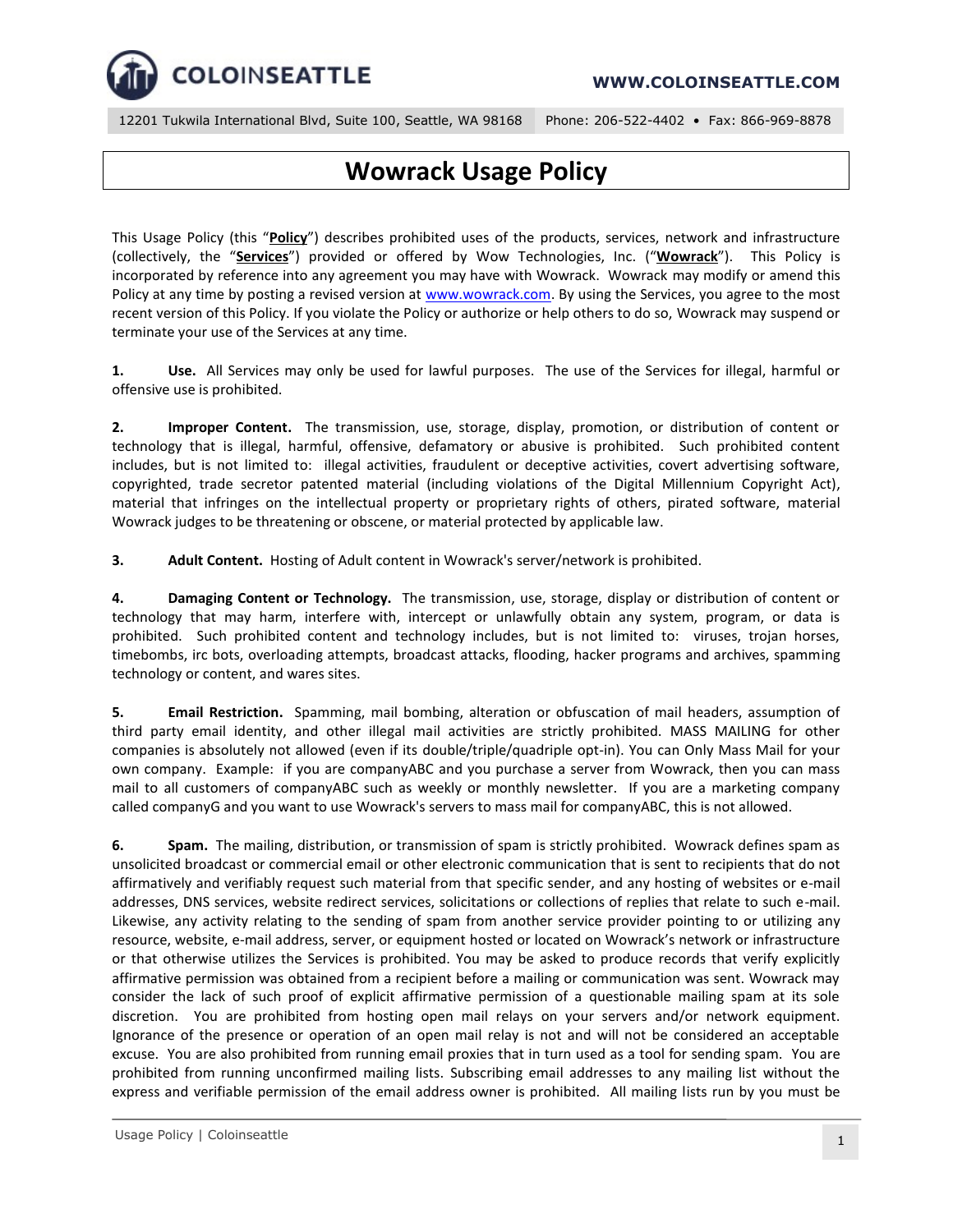COLOINSEATTLE

WWW.COLOINSEATTLE.COM

12201 Tukwila International Blvd, Suite 100, Seattle, WA 98168 Phone: 206-522-4402 • Fax: 866-969-8878

# Wowrack Usage Policy

This Usage Policy (this "**Policy**") describes prohibited uses of the products, services, network and infrastructure (collectively, the "**Services**") provided or offered by Wow Technologies, Inc. ("**Wowrack**"). This Policy is incorporated by reference into any agreement you may have with Wowrack. Wowrack may modify or amend this Policy at any time by posting a revised version at www.wowrack.com. By using the Services, you agree to the most recent version of this Policy. If you violate the Policy or authorize or help others to do so, Wowrack may suspend or terminate your use of the Services at any time.

**1. Use.** All Services may only be used for lawful purposes. The use of the Services for illegal, harmful or offensive use is prohibited.

**2. Improper Content.** The transmission, use, storage, display, promotion, or distribution of content or technology that is illegal, harmful, offensive, defamatory or abusive is prohibited. Such prohibited content includes, but is not limited to: illegal activities, fraudulent or deceptive activities, covert advertising software, copyrighted, trade secretor patented material (including violations of the Digital Millennium Copyright Act), material that infringes on the intellectual property or proprietary rights of others, pirated software, material Wowrack judges to be threatening or obscene, or material protected by applicable law.

**3. Adult Content.** Hosting of Adult content in Wowrack's server/network is prohibited.

**4. Damaging Content or Technology.** The transmission, use, storage, display or distribution of content or technology that may harm, interfere with, intercept or unlawfully obtain any system, program, or data is prohibited. Such prohibited content and technology includes, but is not limited to: viruses, trojan horses, timebombs, irc bots, overloading attempts, broadcast attacks, flooding, hacker programs and archives, spamming technology or content, and wares sites.

**5. Email Restriction.** Spamming, mail bombing, alteration or obfuscation of mail headers, assumption of third party email identity, and other illegal mail activities are strictly prohibited. MASS MAILING for other companies is absolutely not allowed (even if its double/triple/quadriple opt-in). You can Only Mass Mail for your own company. Example: if you are companyABC and you purchase a server from Wowrack, then you can mass mail to all customers of companyABC such as weekly or monthly newsletter. If you are a marketing company called companyG and you want to use Wowrack's servers to mass mail for companyABC, this is not allowed.

**6. Spam.** The mailing, distribution, or transmission of spam is strictly prohibited. Wowrack defines spam as unsolicited broadcast or commercial email or other electronic communication that is sent to recipients that do not affirmatively and verifiably request such material from that specific sender, and any hosting of websites or e-mail addresses, DNS services, website redirect services, solicitations or collections of replies that relate to such e-mail. Likewise, any activity relating to the sending of spam from another service provider pointing to or utilizing any resource, website, e-mail address, server, or equipment hosted or located on Wowrack's network or infrastructure or that otherwise utilizes the Services is prohibited. You may be asked to produce records that verify explicitly affirmative permission was obtained from a recipient before a mailing or communication was sent. Wowrack may consider the lack of such proof of explicit affirmative permission of a questionable mailing spam at its sole discretion. You are prohibited from hosting open mail relays on your servers and/or network equipment. Ignorance of the presence or operation of an open mail relay is not and will not be considered an acceptable excuse. You are also prohibited from running email proxies that in turn used as a tool for sending spam. You are prohibited from running unconfirmed mailing lists. Subscribing email addresses to any mailing list without the express and verifiable permission of the email address owner is prohibited. All mailing lists run by you must be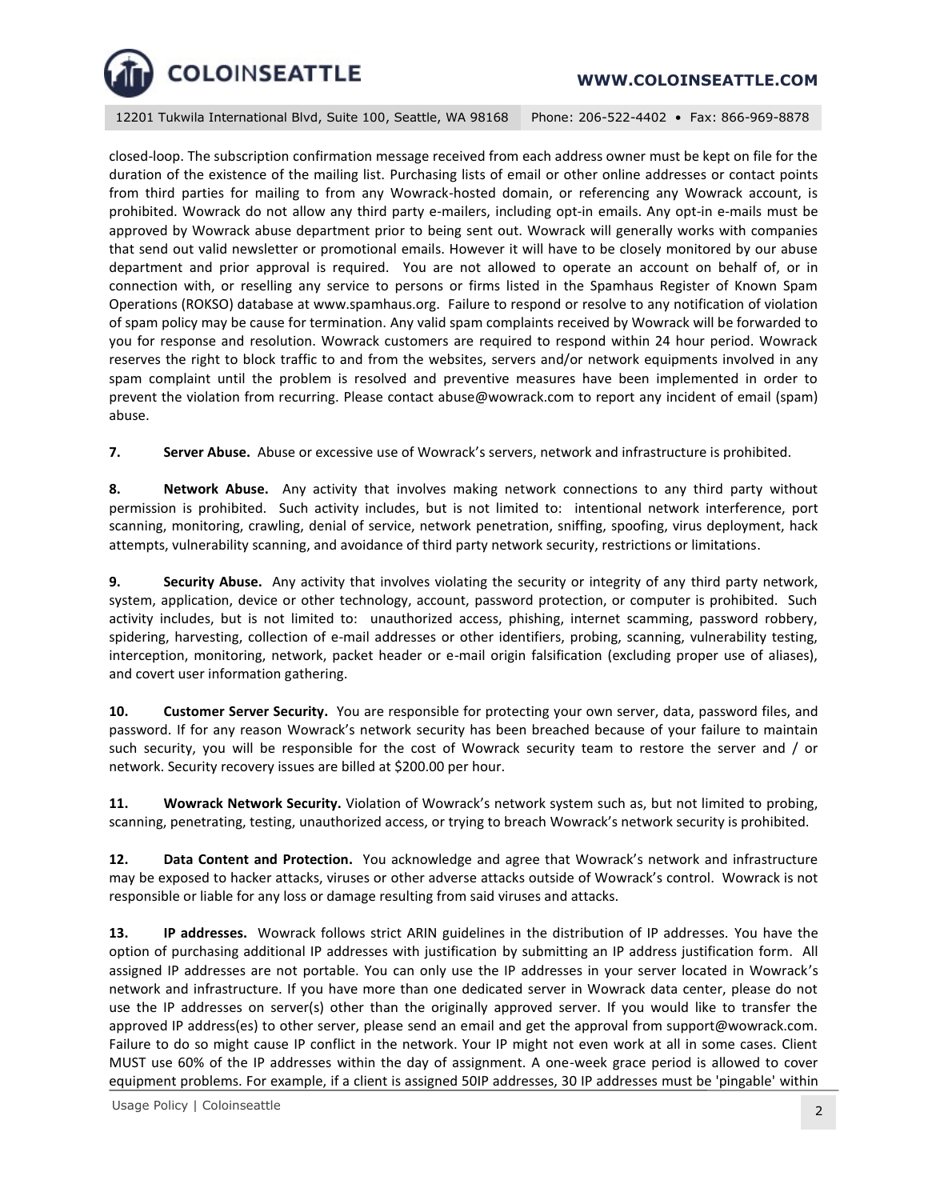closed-loop. The subscription confirmation message received from each address owner must be kept on file for the duration of the existence of the mailing list. Purchasing lists of email or other online addresses or contact points from third parties for mailing to from any Wowrack-hosted domain, or referencing any Wowrack account, is prohibited. Wowrack do not allow any third party e-mailers, including opt-in emails. Any opt-in e-mails must be approved by Wowrack abuse department prior to being sent out. Wowrack will generally works with companies that send out valid newsletter or promotional emails. However it will have to be closely monitored by our abuse department and prior approval is required. You are not allowed to operate an account on behalf of, or in connection with, or reselling any service to persons or firms listed in the Spamhaus Register of Known Spam Operations (ROKSO) database at www.spamhaus.org. Failure to respond or resolve to any notification of violation of spam policy may be cause for termination. Any valid spam complaints received by Wowrack will be forwarded to you for response and resolution. Wowrack customers are required to respond within 24 hour period. Wowrack reserves the right to block traffic to and from the websites, servers and/or network equipments involved in any spam complaint until the problem is resolved and preventive measures have been implemented in order to prevent the violation from recurring. Please contact abuse@wowrack.com to report any incident of email (spam) abuse.

**7. Server Abuse.** Abuse or excessive use of Wowrack's servers, network and infrastructure is prohibited.

**8. Network Abuse.** Any activity that involves making network connections to any third party without permission is prohibited. Such activity includes, but is not limited to: intentional network interference, port scanning, monitoring, crawling, denial of service, network penetration, sniffing, spoofing, virus deployment, hack attempts, vulnerability scanning, and avoidance of third party network security, restrictions or limitations.

**9. Security Abuse.** Any activity that involves violating the security or integrity of any third party network, system, application, device or other technology, account, password protection, or computer is prohibited. Such activity includes, but is not limited to: unauthorized access, phishing, internet scamming, password robbery, spidering, harvesting, collection of e-mail addresses or other identifiers, probing, scanning, vulnerability testing, interception, monitoring, network, packet header or e-mail origin falsification (excluding proper use of aliases), and covert user information gathering.

**10. Customer Server Security.** You are responsible for protecting your own server, data, password files, and password. If for any reason Wowrack's network security has been breached because of your failure to maintain such security, you will be responsible for the cost of Wowrack security team to restore the server and / or network. Security recovery issues are billed at $200.00 per hour.

**11. Wowrack Network Security.** Violation of Wowrack's network system such as, but not limited to probing, scanning, penetrating, testing, unauthorized access, or trying to breach Wowrack's network security is prohibited.

**12. Data Content and Protection.** You acknowledge and agree that Wowrack's network and infrastructure may be exposed to hacker attacks, viruses or other adverse attacks outside of Wowrack's control. Wowrack is not responsible or liable for any loss or damage resulting from said viruses and attacks.

**13. IP addresses.** Wowrack follows strict ARIN guidelines in the distribution of IP addresses. You have the option of purchasing additional IP addresses with justification by submitting an IP address justification form. All assigned IP addresses are not portable. You can only use the IP addresses in your server located in Wowrack's network and infrastructure. If you have more than one dedicated server in Wowrack data center, please do not use the IP addresses on server(s) other than the originally approved server. If you would like to transfer the approved IP address(es) to other server, please send an email and get the approval from support@wowrack.com. Failure to do so might cause IP conflict in the network. Your IP might not even work at all in some cases. Client MUST use 60% of the IP addresses within the day of assignment. A one-week grace period is allowed to cover equipment problems. For example, if a client is assigned 50IP addresses, 30 IP addresses must be 'pingable' within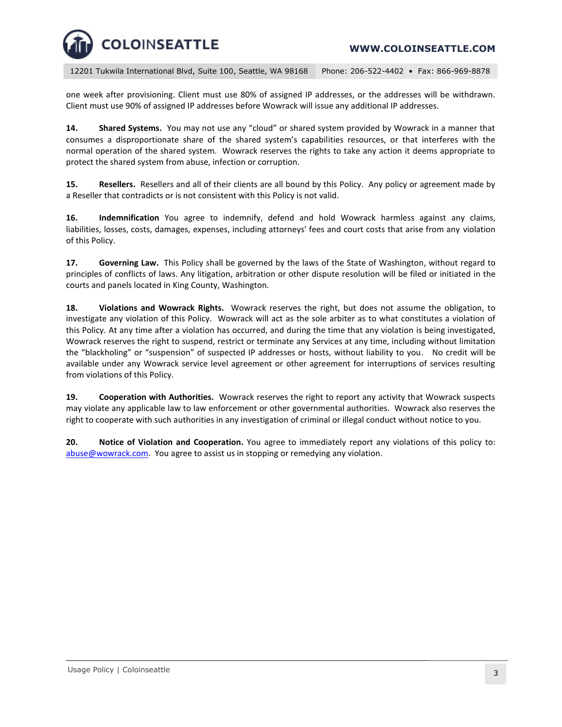one week after provisioning. Client must use 80% of assigned IP addresses, or the addresses will be withdrawn. Client must use 90% of assigned IP addresses before Wowrack will issue any additional IP addresses.

**14. Shared Systems.** You may not use any "cloud" or shared system provided by Wowrack in a manner that consumes a disproportionate share of the shared system's capabilities resources, or that interferes with the normal operation of the shared system. Wowrack reserves the rights to take any action it deems appropriate to protect the shared system from abuse, infection or corruption.

**15. Resellers.** Resellers and all of their clients are all bound by this Policy. Any policy or agreement made by a Reseller that contradicts or is not consistent with this Policy is not valid.

**16. Indemnification** You agree to indemnify, defend and hold Wowrack harmless against any claims, liabilities, losses, costs, damages, expenses, including attorneys' fees and court costs that arise from any violation of this Policy.

**17. Governing Law.** This Policy shall be governed by the laws of the State of Washington, without regard to principles of conflicts of laws. Any litigation, arbitration or other dispute resolution will be filed or initiated in the courts and panels located in King County, Washington.

**18. Violations and Wowrack Rights.** Wowrack reserves the right, but does not assume the obligation, to investigate any violation of this Policy. Wowrack will act as the sole arbiter as to what constitutes a violation of this Policy. At any time after a violation has occurred, and during the time that any violation is being investigated, Wowrack reserves the right to suspend, restrict or terminate any Services at any time, including without limitation the "blackholing" or "suspension" of suspected IP addresses or hosts, without liability to you. No credit will be available under any Wowrack service level agreement or other agreement for interruptions of services resulting from violations of this Policy.

**19. Cooperation with Authorities.** Wowrack reserves the right to report any activity that Wowrack suspects may violate any applicable law to law enforcement or other governmental authorities. Wowrack also reserves the right to cooperate with such authorities in any investigation of criminal or illegal conduct without notice to you.

**20. Notice of Violation and Cooperation.** You agree to immediately report any violations of this policy to: abuse@wowrack.com. You agree to assist us in stopping or remedying any violation.